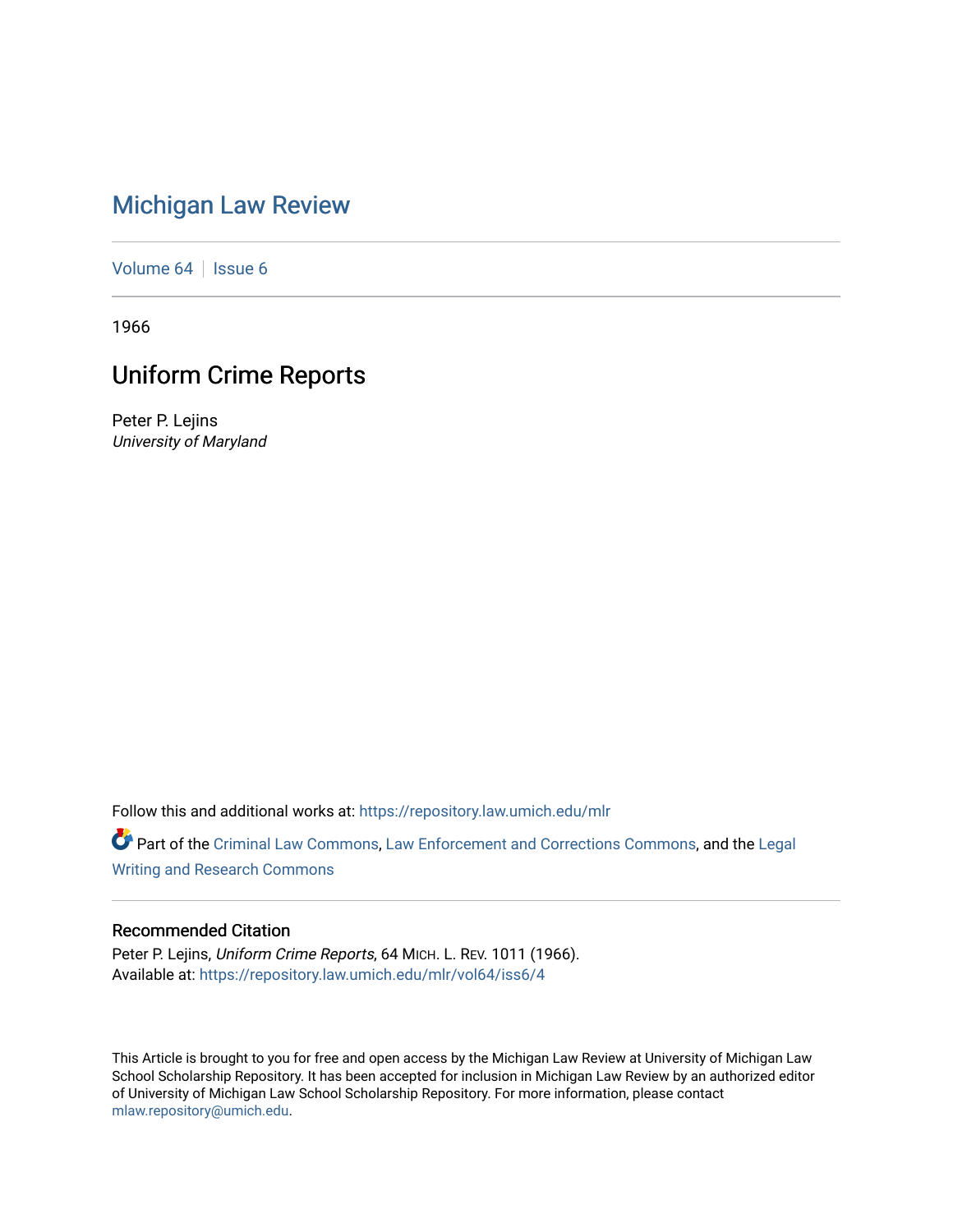# Michigan Law Review

Volume 64 | Issue 6

1966

## Uniform Crime Reports

Peter P. Lejins
*University of Maryland*

Follow this and additional works at: https://repository.law.umich.edu/mlr

Part of the Criminal Law Commons, Law Enforcement and Corrections Commons, and the Legal Writing and Research Commons

### Recommended Citation

Peter P. Lejins, *Uniform Crime Reports*, 64 MICH. L. REV. 1011 (1966).
Available at: https://repository.law.umich.edu/mlr/vol64/iss6/4

This Article is brought to you for free and open access by the Michigan Law Review at University of Michigan Law School Scholarship Repository. It has been accepted for inclusion in Michigan Law Review by an authorized editor of University of Michigan Law School Scholarship Repository. For more information, please contact mlaw.repository@umich.edu.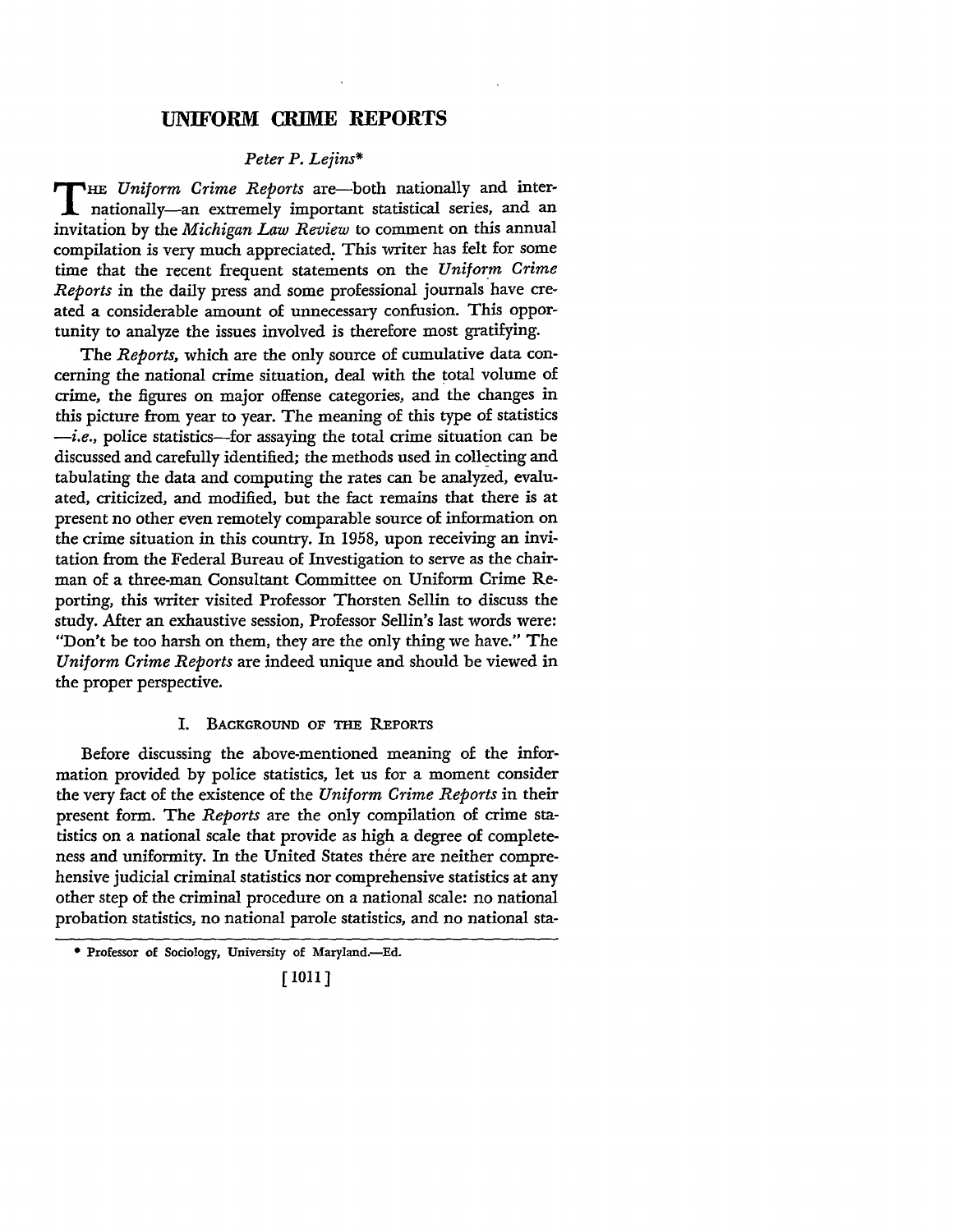# UNIFORM CRIME REPORTS

*Peter P. Lejins**

THE *Uniform Crime Reports* are—both nationally and internationally—an extremely important statistical series, and an invitation by the *Michigan Law Review* to comment on this annual compilation is very much appreciated. This writer has felt for some time that the recent frequent statements on the *Uniform Crime Reports* in the daily press and some professional journals have created a considerable amount of unnecessary confusion. This opportunity to analyze the issues involved is therefore most gratifying.

The *Reports*, which are the only source of cumulative data concerning the national crime situation, deal with the total volume of crime, the figures on major offense categories, and the changes in this picture from year to year. The meaning of this type of statistics —*i.e.*, police statistics—for assaying the total crime situation can be discussed and carefully identified; the methods used in collecting and tabulating the data and computing the rates can be analyzed, evaluated, criticized, and modified, but the fact remains that there is at present no other even remotely comparable source of information on the crime situation in this country. In 1958, upon receiving an invitation from the Federal Bureau of Investigation to serve as the chairman of a three-man Consultant Committee on Uniform Crime Reporting, this writer visited Professor Thorsten Sellin to discuss the study. After an exhaustive session, Professor Sellin's last words were: "Don't be too harsh on them, they are the only thing we have." The *Uniform Crime Reports* are indeed unique and should be viewed in the proper perspective.

## I. Background of the Reports

Before discussing the above-mentioned meaning of the information provided by police statistics, let us for a moment consider the very fact of the existence of the *Uniform Crime Reports* in their present form. The *Reports* are the only compilation of crime statistics on a national scale that provide as high a degree of completeness and uniformity. In the United States there are neither comprehensive judicial criminal statistics nor comprehensive statistics at any other step of the criminal procedure on a national scale: no national probation statistics, no national parole statistics, and no national sta-

---

* Professor of Sociology, University of Maryland.—Ed.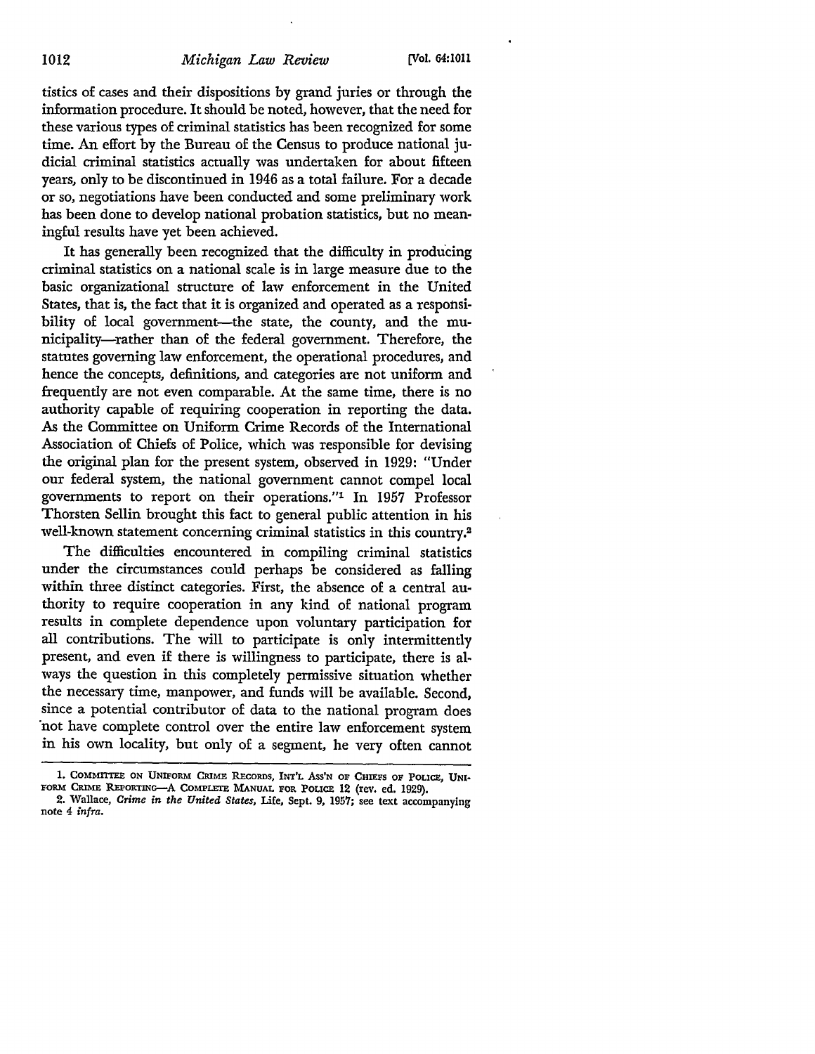tistics of cases and their dispositions by grand juries or through the information procedure. It should be noted, however, that the need for these various types of criminal statistics has been recognized for some time. An effort by the Bureau of the Census to produce national judicial criminal statistics actually was undertaken for about fifteen years, only to be discontinued in 1946 as a total failure. For a decade or so, negotiations have been conducted and some preliminary work has been done to develop national probation statistics, but no meaningful results have yet been achieved.

It has generally been recognized that the difficulty in producing criminal statistics on a national scale is in large measure due to the basic organizational structure of law enforcement in the United States, that is, the fact that it is organized and operated as a responsibility of local government—the state, the county, and the municipality—rather than of the federal government. Therefore, the statutes governing law enforcement, the operational procedures, and hence the concepts, definitions, and categories are not uniform and frequently are not even comparable. At the same time, there is no authority capable of requiring cooperation in reporting the data. As the Committee on Uniform Crime Records of the International Association of Chiefs of Police, which was responsible for devising the original plan for the present system, observed in 1929: "Under our federal system, the national government cannot compel local governments to report on their operations."[1] In 1957 Professor Thorsten Sellin brought this fact to general public attention in his well-known statement concerning criminal statistics in this country.[2]

The difficulties encountered in compiling criminal statistics under the circumstances could perhaps be considered as falling within three distinct categories. First, the absence of a central authority to require cooperation in any kind of national program results in complete dependence upon voluntary participation for all contributions. The will to participate is only intermittently present, and even if there is willingness to participate, there is always the question in this completely permissive situation whether the necessary time, manpower, and funds will be available. Second, since a potential contributor of data to the national program does not have complete control over the entire law enforcement system in his own locality, but only of a segment, he very often cannot

---

1. Committee on Uniform Crime Records, Int'l Ass'n of Chiefs of Police, Uniform Crime Reporting—A Complete Manual for Police 12 (rev. ed. 1929).

2. Wallace, *Crime in the United States*, Life, Sept. 9, 1957; see text accompanying note 4 *infra*.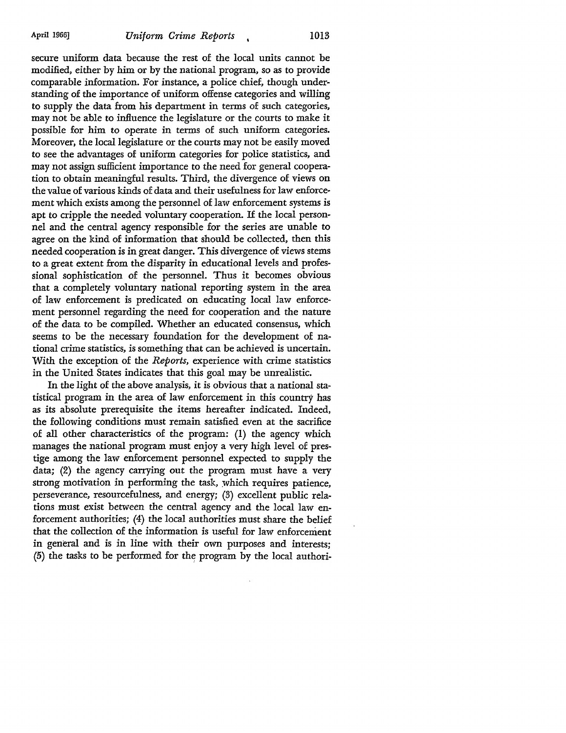secure uniform data because the rest of the local units cannot be modified, either by him or by the national program, so as to provide comparable information. For instance, a police chief, though understanding of the importance of uniform offense categories and willing to supply the data from his department in terms of such categories, may not be able to influence the legislature or the courts to make it possible for him to operate in terms of such uniform categories. Moreover, the local legislature or the courts may not be easily moved to see the advantages of uniform categories for police statistics, and may not assign sufficient importance to the need for general cooperation to obtain meaningful results. Third, the divergence of views on the value of various kinds of data and their usefulness for law enforcement which exists among the personnel of law enforcement systems is apt to cripple the needed voluntary cooperation. If the local personnel and the central agency responsible for the series are unable to agree on the kind of information that should be collected, then this needed cooperation is in great danger. This divergence of views stems to a great extent from the disparity in educational levels and professional sophistication of the personnel. Thus it becomes obvious that a completely voluntary national reporting system in the area of law enforcement is predicated on educating local law enforcement personnel regarding the need for cooperation and the nature of the data to be compiled. Whether an educated consensus, which seems to be the necessary foundation for the development of national crime statistics, is something that can be achieved is uncertain. With the exception of the *Reports*, experience with crime statistics in the United States indicates that this goal may be unrealistic.

In the light of the above analysis, it is obvious that a national statistical program in the area of law enforcement in this country has as its absolute prerequisite the items hereafter indicated. Indeed, the following conditions must remain satisfied even at the sacrifice of all other characteristics of the program: (1) the agency which manages the national program must enjoy a very high level of prestige among the law enforcement personnel expected to supply the data; (2) the agency carrying out the program must have a very strong motivation in performing the task, which requires patience, perseverance, resourcefulness, and energy; (3) excellent public relations must exist between the central agency and the local law enforcement authorities; (4) the local authorities must share the belief that the collection of the information is useful for law enforcement in general and is in line with their own purposes and interests; (5) the tasks to be performed for the program by the local authori-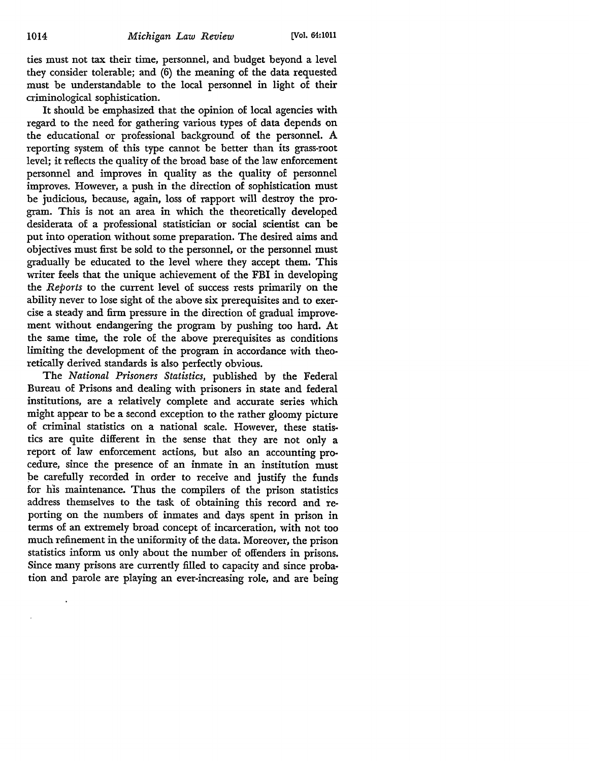ties must not tax their time, personnel, and budget beyond a level they consider tolerable; and (6) the meaning of the data requested must be understandable to the local personnel in light of their criminological sophistication.

It should be emphasized that the opinion of local agencies with regard to the need for gathering various types of data depends on the educational or professional background of the personnel. A reporting system of this type cannot be better than its grass-root level; it reflects the quality of the broad base of the law enforcement personnel and improves in quality as the quality of personnel improves. However, a push in the direction of sophistication must be judicious, because, again, loss of rapport will destroy the program. This is not an area in which the theoretically developed desiderata of a professional statistician or social scientist can be put into operation without some preparation. The desired aims and objectives must first be sold to the personnel, or the personnel must gradually be educated to the level where they accept them. This writer feels that the unique achievement of the FBI in developing the *Reports* to the current level of success rests primarily on the ability never to lose sight of the above six prerequisites and to exercise a steady and firm pressure in the direction of gradual improvement without endangering the program by pushing too hard. At the same time, the role of the above prerequisites as conditions limiting the development of the program in accordance with theoretically derived standards is also perfectly obvious.

The *National Prisoners Statistics*, published by the Federal Bureau of Prisons and dealing with prisoners in state and federal institutions, are a relatively complete and accurate series which might appear to be a second exception to the rather gloomy picture of criminal statistics on a national scale. However, these statistics are quite different in the sense that they are not only a report of law enforcement actions, but also an accounting procedure, since the presence of an inmate in an institution must be carefully recorded in order to receive and justify the funds for his maintenance. Thus the compilers of the prison statistics address themselves to the task of obtaining this record and reporting on the numbers of inmates and days spent in prison in terms of an extremely broad concept of incarceration, with not too much refinement in the uniformity of the data. Moreover, the prison statistics inform us only about the number of offenders in prisons. Since many prisons are currently filled to capacity and since probation and parole are playing an ever-increasing role, and are being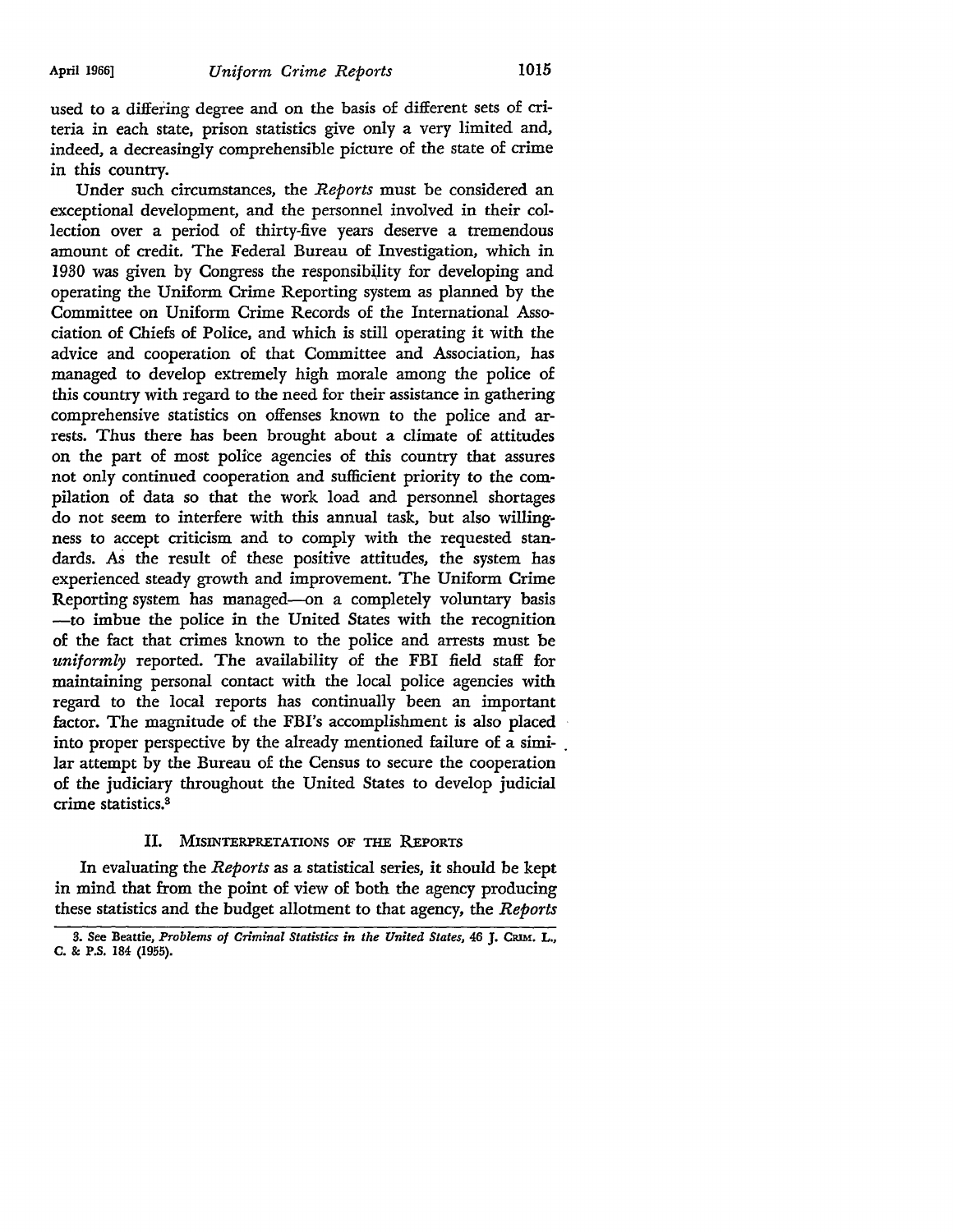used to a differing degree and on the basis of different sets of criteria in each state, prison statistics give only a very limited and, indeed, a decreasingly comprehensible picture of the state of crime in this country.

Under such circumstances, the *Reports* must be considered an exceptional development, and the personnel involved in their collection over a period of thirty-five years deserve a tremendous amount of credit. The Federal Bureau of Investigation, which in 1930 was given by Congress the responsibility for developing and operating the Uniform Crime Reporting system as planned by the Committee on Uniform Crime Records of the International Association of Chiefs of Police, and which is still operating it with the advice and cooperation of that Committee and Association, has managed to develop extremely high morale among the police of this country with regard to the need for their assistance in gathering comprehensive statistics on offenses known to the police and arrests. Thus there has been brought about a climate of attitudes on the part of most police agencies of this country that assures not only continued cooperation and sufficient priority to the compilation of data so that the work load and personnel shortages do not seem to interfere with this annual task, but also willingness to accept criticism and to comply with the requested standards. As the result of these positive attitudes, the system has experienced steady growth and improvement. The Uniform Crime Reporting system has managed—on a completely voluntary basis—to imbue the police in the United States with the recognition of the fact that crimes known to the police and arrests must be *uniformly* reported. The availability of the FBI field staff for maintaining personal contact with the local police agencies with regard to the local reports has continually been an important factor. The magnitude of the FBI's accomplishment is also placed into proper perspective by the already mentioned failure of a similar attempt by the Bureau of the Census to secure the cooperation of the judiciary throughout the United States to develop judicial crime statistics.[3]

## II. Misinterpretations of the Reports

In evaluating the *Reports* as a statistical series, it should be kept in mind that from the point of view of both the agency producing these statistics and the budget allotment to that agency, the *Reports*

---

3. See Beattie, *Problems of Criminal Statistics in the United States*, 46 J. Crim. L., C. & P.S. 184 (1955).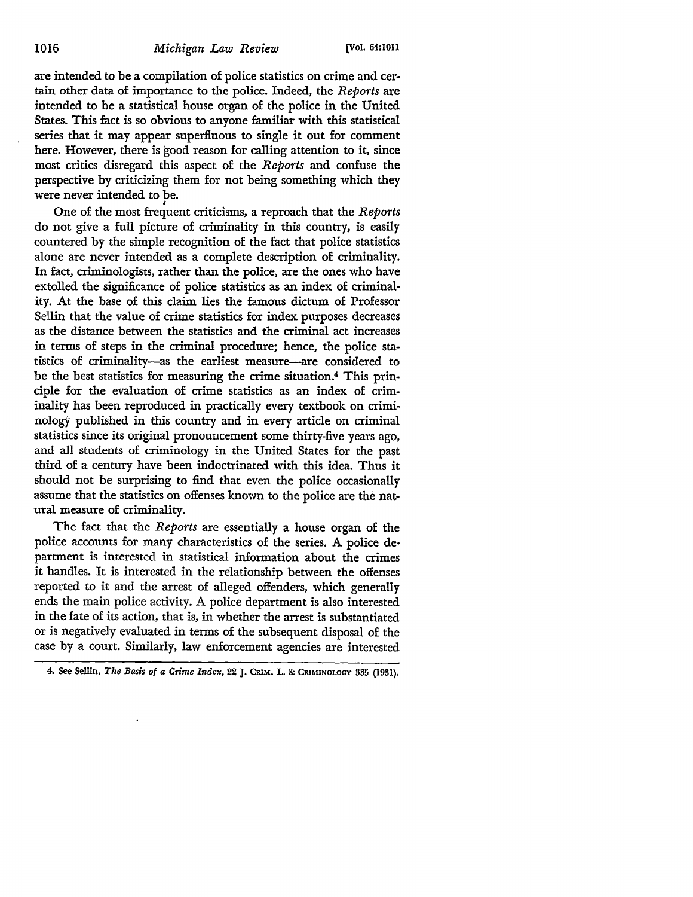are intended to be a compilation of police statistics on crime and certain other data of importance to the police. Indeed, the *Reports* are intended to be a statistical house organ of the police in the United States. This fact is so obvious to anyone familiar with this statistical series that it may appear superfluous to single it out for comment here. However, there is good reason for calling attention to it, since most critics disregard this aspect of the *Reports* and confuse the perspective by criticizing them for not being something which they were never intended to be.

One of the most frequent criticisms, a reproach that the *Reports* do not give a full picture of criminality in this country, is easily countered by the simple recognition of the fact that police statistics alone are never intended as a complete description of criminality. In fact, criminologists, rather than the police, are the ones who have extolled the significance of police statistics as an index of criminality. At the base of this claim lies the famous dictum of Professor Sellin that the value of crime statistics for index purposes decreases as the distance between the statistics and the criminal act increases in terms of steps in the criminal procedure; hence, the police statistics of criminality—as the earliest measure—are considered to be the best statistics for measuring the crime situation.[4] This principle for the evaluation of crime statistics as an index of criminality has been reproduced in practically every textbook on criminology published in this country and in every article on criminal statistics since its original pronouncement some thirty-five years ago, and all students of criminology in the United States for the past third of a century have been indoctrinated with this idea. Thus it should not be surprising to find that even the police occasionally assume that the statistics on offenses known to the police are the natural measure of criminality.

The fact that the *Reports* are essentially a house organ of the police accounts for many characteristics of the series. A police department is interested in statistical information about the crimes it handles. It is interested in the relationship between the offenses reported to it and the arrest of alleged offenders, which generally ends the main police activity. A police department is also interested in the fate of its action, that is, in whether the arrest is substantiated or is negatively evaluated in terms of the subsequent disposal of the case by a court. Similarly, law enforcement agencies are interested

4. See Sellin, *The Basis of a Crime Index*, 22 J. CRIM. L. & CRIMINOLOGY 335 (1931).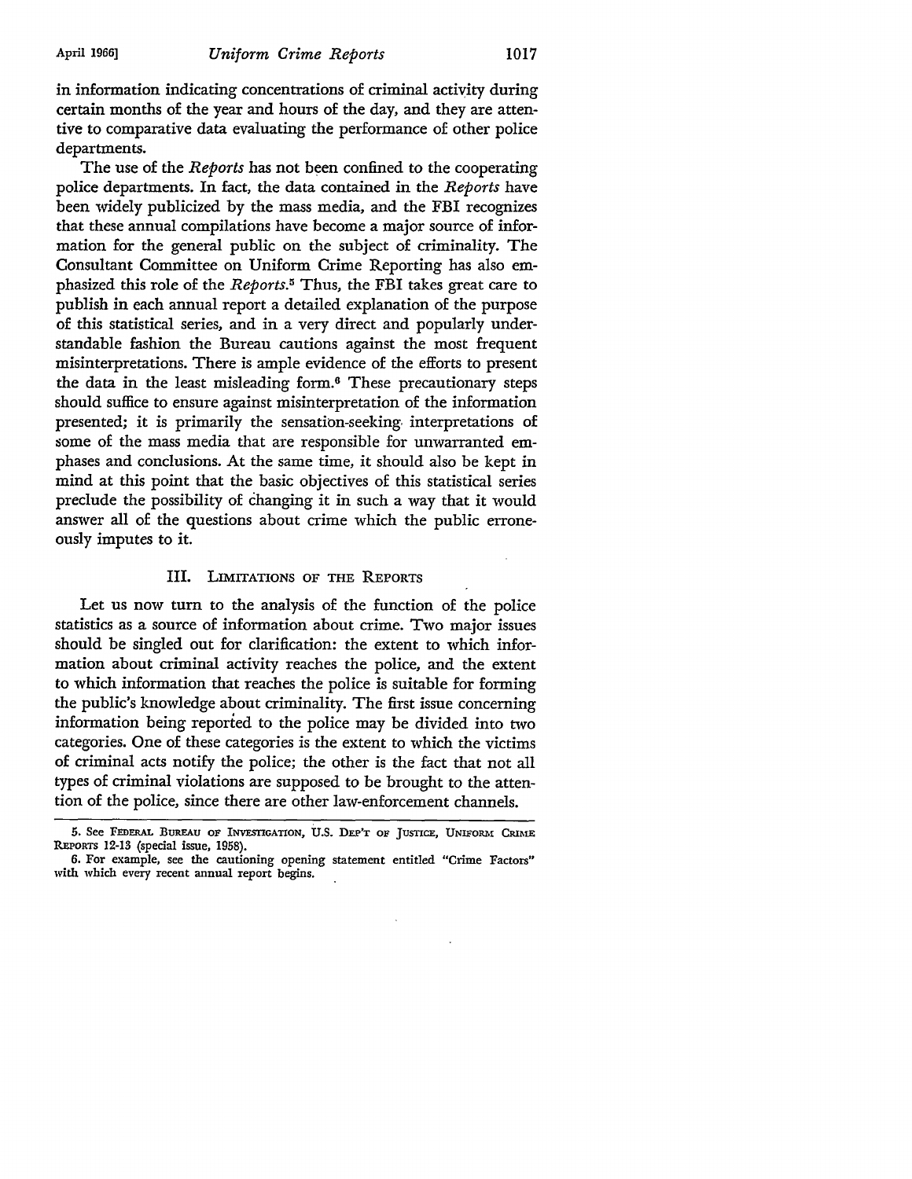in information indicating concentrations of criminal activity during certain months of the year and hours of the day, and they are attentive to comparative data evaluating the performance of other police departments.

The use of the *Reports* has not been confined to the cooperating police departments. In fact, the data contained in the *Reports* have been widely publicized by the mass media, and the FBI recognizes that these annual compilations have become a major source of information for the general public on the subject of criminality. The Consultant Committee on Uniform Crime Reporting has also emphasized this role of the *Reports*.[5] Thus, the FBI takes great care to publish in each annual report a detailed explanation of the purpose of this statistical series, and in a very direct and popularly understandable fashion the Bureau cautions against the most frequent misinterpretations. There is ample evidence of the efforts to present the data in the least misleading form.[6] These precautionary steps should suffice to ensure against misinterpretation of the information presented; it is primarily the sensation-seeking interpretations of some of the mass media that are responsible for unwarranted emphases and conclusions. At the same time, it should also be kept in mind at this point that the basic objectives of this statistical series preclude the possibility of changing it in such a way that it would answer all of the questions about crime which the public erroneously imputes to it.

## III. Limitations of the Reports

Let us now turn to the analysis of the function of the police statistics as a source of information about crime. Two major issues should be singled out for clarification: the extent to which information about criminal activity reaches the police, and the extent to which information that reaches the police is suitable for forming the public's knowledge about criminality. The first issue concerning information being reported to the police may be divided into two categories. One of these categories is the extent to which the victims of criminal acts notify the police; the other is the fact that not all types of criminal violations are supposed to be brought to the attention of the police, since there are other law-enforcement channels.

5. See Federal Bureau of Investigation, U.S. Dep't of Justice, Uniform Crime Reports 12-13 (special issue, 1958).

6. For example, see the cautioning opening statement entitled "Crime Factors" with which every recent annual report begins.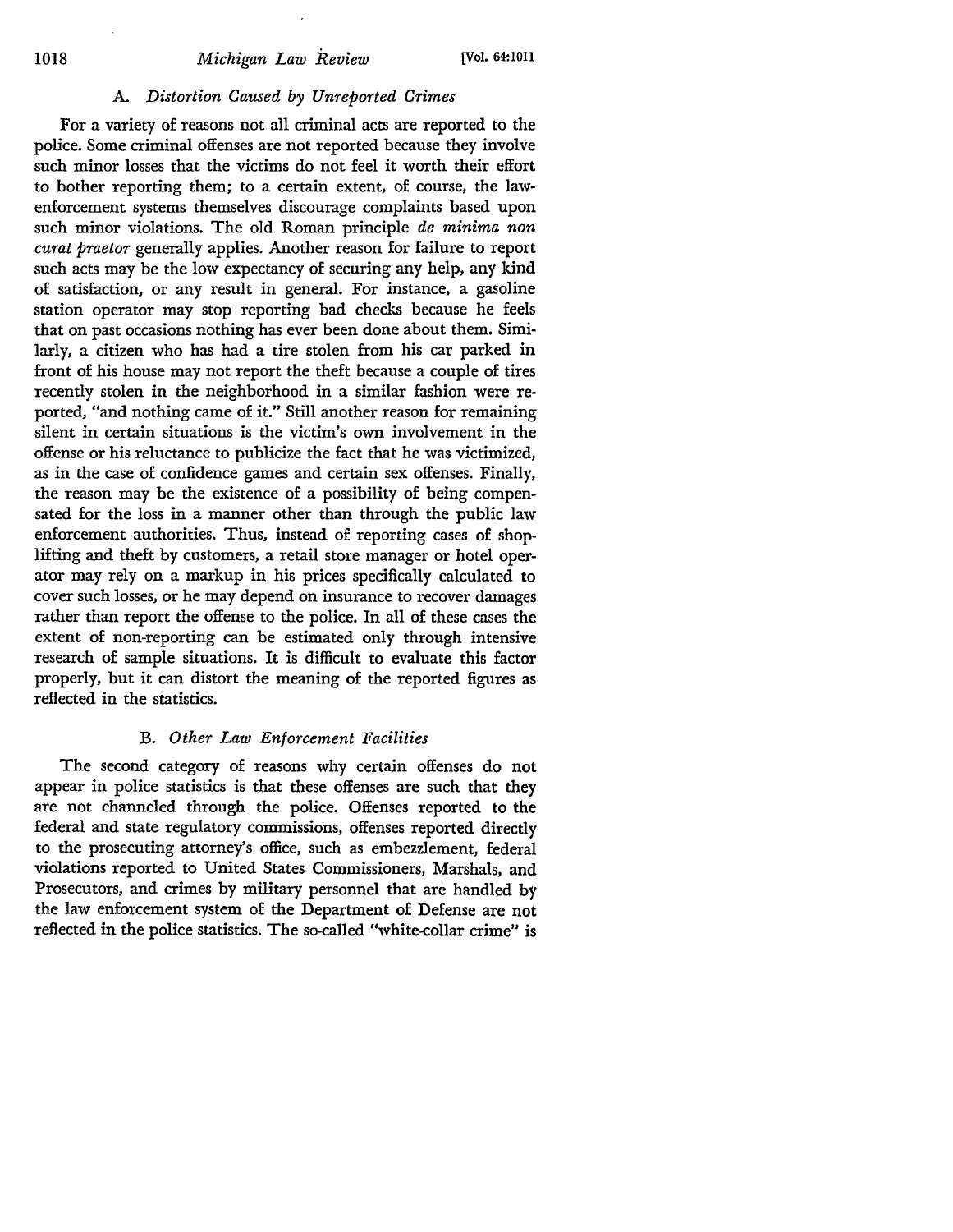### A. *Distortion Caused by Unreported Crimes*

For a variety of reasons not all criminal acts are reported to the police. Some criminal offenses are not reported because they involve such minor losses that the victims do not feel it worth their effort to bother reporting them; to a certain extent, of course, the law-enforcement systems themselves discourage complaints based upon such minor violations. The old Roman principle *de minima non curat praetor* generally applies. Another reason for failure to report such acts may be the low expectancy of securing any help, any kind of satisfaction, or any result in general. For instance, a gasoline station operator may stop reporting bad checks because he feels that on past occasions nothing has ever been done about them. Similarly, a citizen who has had a tire stolen from his car parked in front of his house may not report the theft because a couple of tires recently stolen in the neighborhood in a similar fashion were reported, "and nothing came of it." Still another reason for remaining silent in certain situations is the victim's own involvement in the offense or his reluctance to publicize the fact that he was victimized, as in the case of confidence games and certain sex offenses. Finally, the reason may be the existence of a possibility of being compensated for the loss in a manner other than through the public law enforcement authorities. Thus, instead of reporting cases of shoplifting and theft by customers, a retail store manager or hotel operator may rely on a markup in his prices specifically calculated to cover such losses, or he may depend on insurance to recover damages rather than report the offense to the police. In all of these cases the extent of non-reporting can be estimated only through intensive research of sample situations. It is difficult to evaluate this factor properly, but it can distort the meaning of the reported figures as reflected in the statistics.

### B. *Other Law Enforcement Facilities*

The second category of reasons why certain offenses do not appear in police statistics is that these offenses are such that they are not channeled through the police. Offenses reported to the federal and state regulatory commissions, offenses reported directly to the prosecuting attorney's office, such as embezzlement, federal violations reported to United States Commissioners, Marshals, and Prosecutors, and crimes by military personnel that are handled by the law enforcement system of the Department of Defense are not reflected in the police statistics. The so-called "white-collar crime" is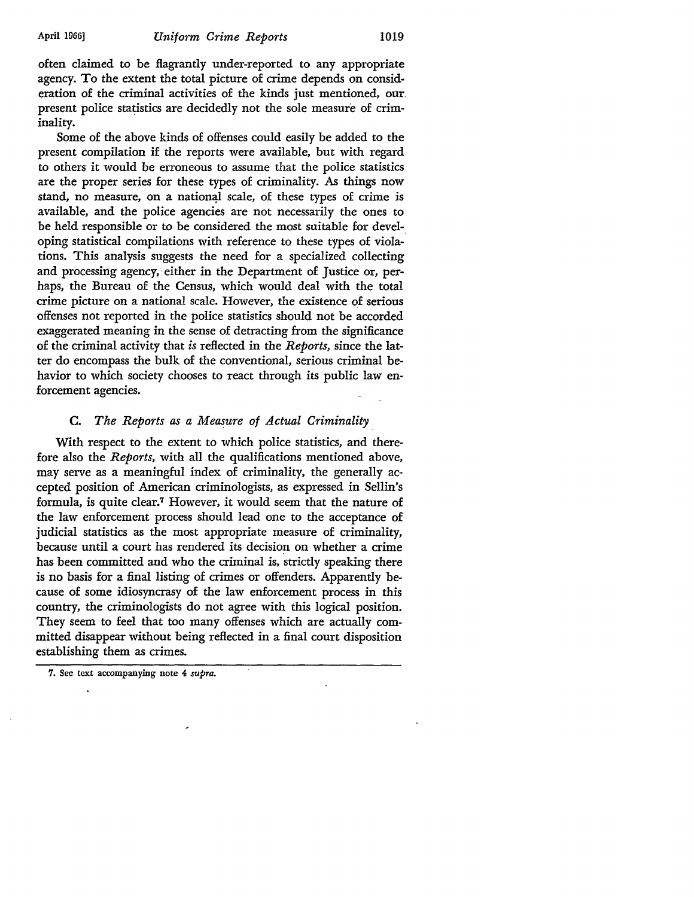often claimed to be flagrantly under-reported to any appropriate agency. To the extent the total picture of crime depends on consideration of the criminal activities of the kinds just mentioned, our present police statistics are decidedly not the sole measure of criminality.

Some of the above kinds of offenses could easily be added to the present compilation if the reports were available, but with regard to others it would be erroneous to assume that the police statistics are the proper series for these types of criminality. As things now stand, no measure, on a national scale, of these types of crime is available, and the police agencies are not necessarily the ones to be held responsible or to be considered the most suitable for developing statistical compilations with reference to these types of violations. This analysis suggests the need for a specialized collecting and processing agency, either in the Department of Justice or, perhaps, the Bureau of the Census, which would deal with the total crime picture on a national scale. However, the existence of serious offenses not reported in the police statistics should not be accorded exaggerated meaning in the sense of detracting from the significance of the criminal activity that *is* reflected in the *Reports*, since the latter do encompass the bulk of the conventional, serious criminal behavior to which society chooses to react through its public law enforcement agencies.

### C. *The Reports as a Measure of Actual Criminality*

With respect to the extent to which police statistics, and therefore also the *Reports*, with all the qualifications mentioned above, may serve as a meaningful index of criminality, the generally accepted position of American criminologists, as expressed in Sellin's formula, is quite clear.[7] However, it would seem that the nature of the law enforcement process should lead one to the acceptance of judicial statistics as the most appropriate measure of criminality, because until a court has rendered its decision on whether a crime has been committed and who the criminal is, strictly speaking there is no basis for a final listing of crimes or offenders. Apparently because of some idiosyncrasy of the law enforcement process in this country, the criminologists do not agree with this logical position. They seem to feel that too many offenses which are actually committed disappear without being reflected in a final court disposition establishing them as crimes.

7. See text accompanying note 4 *supra*.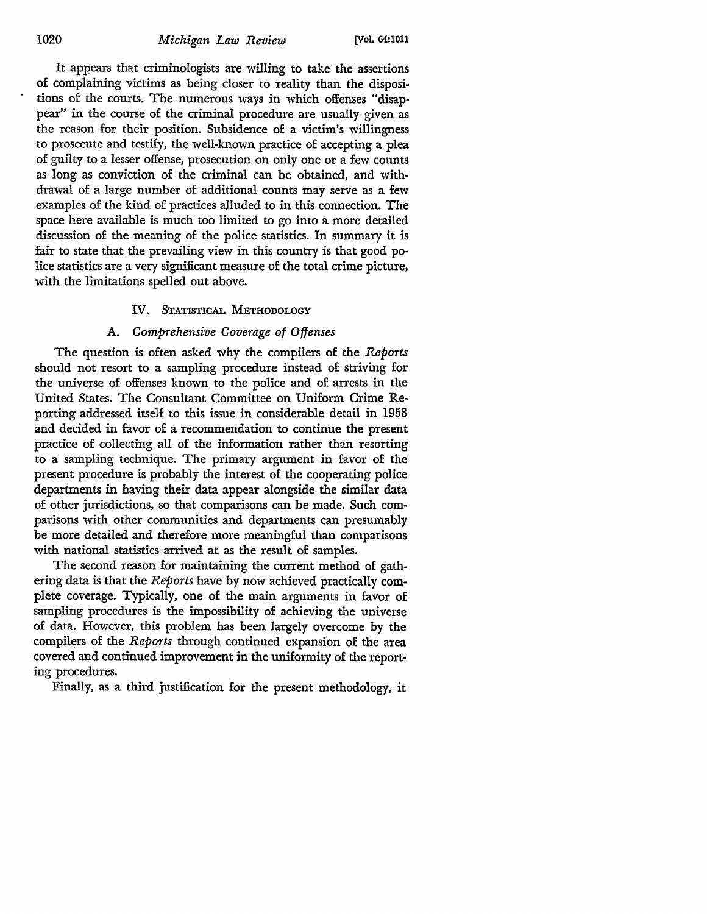It appears that criminologists are willing to take the assertions of complaining victims as being closer to reality than the dispositions of the courts. The numerous ways in which offenses "disappear" in the course of the criminal procedure are usually given as the reason for their position. Subsidence of a victim's willingness to prosecute and testify, the well-known practice of accepting a plea of guilty to a lesser offense, prosecution on only one or a few counts as long as conviction of the criminal can be obtained, and withdrawal of a large number of additional counts may serve as a few examples of the kind of practices alluded to in this connection. The space here available is much too limited to go into a more detailed discussion of the meaning of the police statistics. In summary it is fair to state that the prevailing view in this country is that good police statistics are a very significant measure of the total crime picture, with the limitations spelled out above.

## IV. STATISTICAL METHODOLOGY

### A. *Comprehensive Coverage of Offenses*

The question is often asked why the compilers of the *Reports* should not resort to a sampling procedure instead of striving for the universe of offenses known to the police and of arrests in the United States. The Consultant Committee on Uniform Crime Reporting addressed itself to this issue in considerable detail in 1958 and decided in favor of a recommendation to continue the present practice of collecting all of the information rather than resorting to a sampling technique. The primary argument in favor of the present procedure is probably the interest of the cooperating police departments in having their data appear alongside the similar data of other jurisdictions, so that comparisons can be made. Such comparisons with other communities and departments can presumably be more detailed and therefore more meaningful than comparisons with national statistics arrived at as the result of samples.

The second reason for maintaining the current method of gathering data is that the *Reports* have by now achieved practically complete coverage. Typically, one of the main arguments in favor of sampling procedures is the impossibility of achieving the universe of data. However, this problem has been largely overcome by the compilers of the *Reports* through continued expansion of the area covered and continued improvement in the uniformity of the reporting procedures.

Finally, as a third justification for the present methodology, it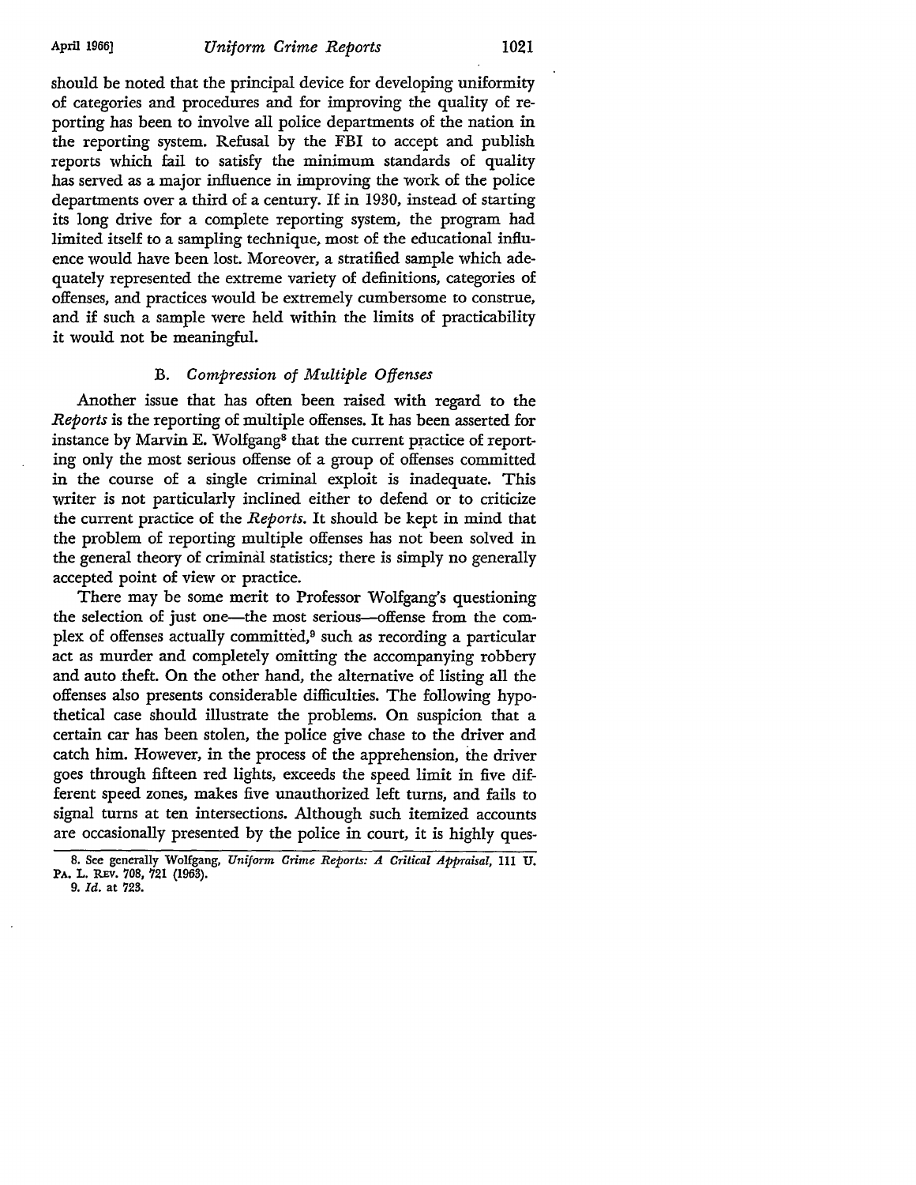should be noted that the principal device for developing uniformity of categories and procedures and for improving the quality of reporting has been to involve all police departments of the nation in the reporting system. Refusal by the FBI to accept and publish reports which fail to satisfy the minimum standards of quality has served as a major influence in improving the work of the police departments over a third of a century. If in 1930, instead of starting its long drive for a complete reporting system, the program had limited itself to a sampling technique, most of the educational influence would have been lost. Moreover, a stratified sample which adequately represented the extreme variety of definitions, categories of offenses, and practices would be extremely cumbersome to construe, and if such a sample were held within the limits of practicability it would not be meaningful.

### B. *Compression of Multiple Offenses*

Another issue that has often been raised with regard to the *Reports* is the reporting of multiple offenses. It has been asserted for instance by Marvin E. Wolfgang[8] that the current practice of reporting only the most serious offense of a group of offenses committed in the course of a single criminal exploit is inadequate. This writer is not particularly inclined either to defend or to criticize the current practice of the *Reports*. It should be kept in mind that the problem of reporting multiple offenses has not been solved in the general theory of criminal statistics; there is simply no generally accepted point of view or practice.

There may be some merit to Professor Wolfgang's questioning the selection of just one—the most serious—offense from the complex of offenses actually committed,[9] such as recording a particular act as murder and completely omitting the accompanying robbery and auto theft. On the other hand, the alternative of listing all the offenses also presents considerable difficulties. The following hypothetical case should illustrate the problems. On suspicion that a certain car has been stolen, the police give chase to the driver and catch him. However, in the process of the apprehension, the driver goes through fifteen red lights, exceeds the speed limit in five different speed zones, makes five unauthorized left turns, and fails to signal turns at ten intersections. Although such itemized accounts are occasionally presented by the police in court, it is highly ques-

8. See generally Wolfgang, *Uniform Crime Reports: A Critical Appraisal*, 111 U. PA. L. REV. 708, 721 (1963).

9. *Id.* at 723.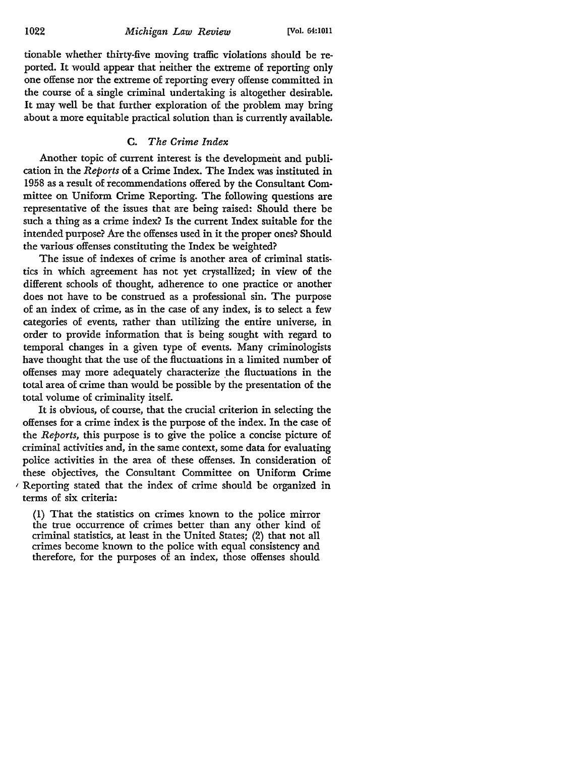tionable whether thirty-five moving traffic violations should be reported. It would appear that neither the extreme of reporting only one offense nor the extreme of reporting every offense committed in the course of a single criminal undertaking is altogether desirable. It may well be that further exploration of the problem may bring about a more equitable practical solution than is currently available.

### C. *The Crime Index*

Another topic of current interest is the development and publication in the *Reports* of a Crime Index. The Index was instituted in 1958 as a result of recommendations offered by the Consultant Committee on Uniform Crime Reporting. The following questions are representative of the issues that are being raised: Should there be such a thing as a crime index? Is the current Index suitable for the intended purpose? Are the offenses used in it the proper ones? Should the various offenses constituting the Index be weighted?

The issue of indexes of crime is another area of criminal statistics in which agreement has not yet crystallized; in view of the different schools of thought, adherence to one practice or another does not have to be construed as a professional sin. The purpose of an index of crime, as in the case of any index, is to select a few categories of events, rather than utilizing the entire universe, in order to provide information that is being sought with regard to temporal changes in a given type of events. Many criminologists have thought that the use of the fluctuations in a limited number of offenses may more adequately characterize the fluctuations in the total area of crime than would be possible by the presentation of the total volume of criminality itself.

It is obvious, of course, that the crucial criterion in selecting the offenses for a crime index is the purpose of the index. In the case of the *Reports*, this purpose is to give the police a concise picture of criminal activities and, in the same context, some data for evaluating police activities in the area of these offenses. In consideration of these objectives, the Consultant Committee on Uniform Crime Reporting stated that the index of crime should be organized in terms of six criteria:

(1) That the statistics on crimes known to the police mirror the true occurrence of crimes better than any other kind of criminal statistics, at least in the United States; (2) that not all crimes become known to the police with equal consistency and therefore, for the purposes of an index, those offenses should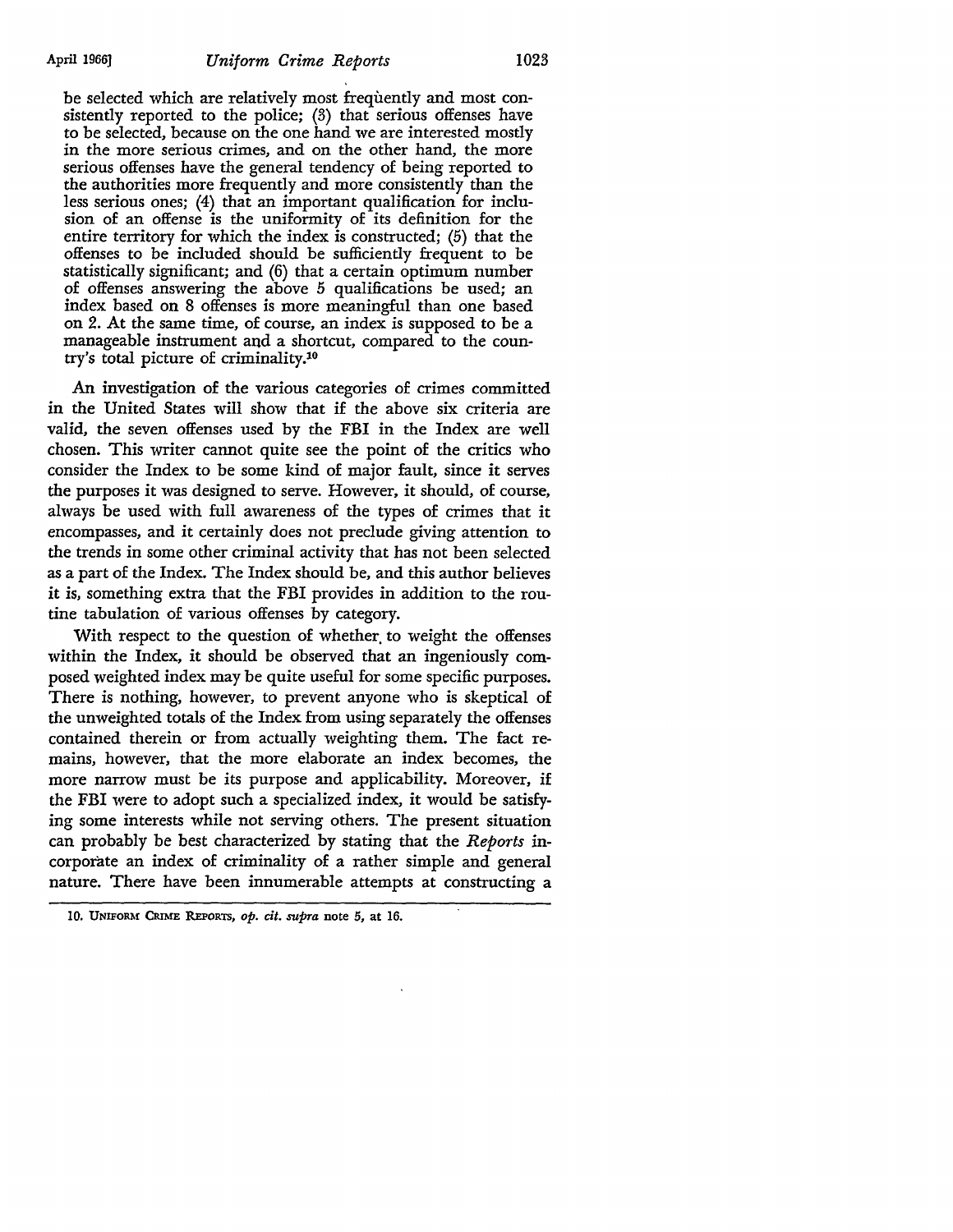be selected which are relatively most frequently and most consistently reported to the police; (3) that serious offenses have to be selected, because on the one hand we are interested mostly in the more serious crimes, and on the other hand, the more serious offenses have the general tendency of being reported to the authorities more frequently and more consistently than the less serious ones; (4) that an important qualification for inclusion of an offense is the uniformity of its definition for the entire territory for which the index is constructed; (5) that the offenses to be included should be sufficiently frequent to be statistically significant; and (6) that a certain optimum number of offenses answering the above 5 qualifications be used; an index based on 8 offenses is more meaningful than one based on 2. At the same time, of course, an index is supposed to be a manageable instrument and a shortcut, compared to the country's total picture of criminality.[10]

An investigation of the various categories of crimes committed in the United States will show that if the above six criteria are valid, the seven offenses used by the FBI in the Index are well chosen. This writer cannot quite see the point of the critics who consider the Index to be some kind of major fault, since it serves the purposes it was designed to serve. However, it should, of course, always be used with full awareness of the types of crimes that it encompasses, and it certainly does not preclude giving attention to the trends in some other criminal activity that has not been selected as a part of the Index. The Index should be, and this author believes it is, something extra that the FBI provides in addition to the routine tabulation of various offenses by category.

With respect to the question of whether to weight the offenses within the Index, it should be observed that an ingeniously composed weighted index may be quite useful for some specific purposes. There is nothing, however, to prevent anyone who is skeptical of the unweighted totals of the Index from using separately the offenses contained therein or from actually weighting them. The fact remains, however, that the more elaborate an index becomes, the more narrow must be its purpose and applicability. Moreover, if the FBI were to adopt such a specialized index, it would be satisfying some interests while not serving others. The present situation can probably be best characterized by stating that the *Reports* incorporate an index of criminality of a rather simple and general nature. There have been innumerable attempts at constructing a

10. Uniform Crime Reports, *op. cit. supra* note 5, at 16.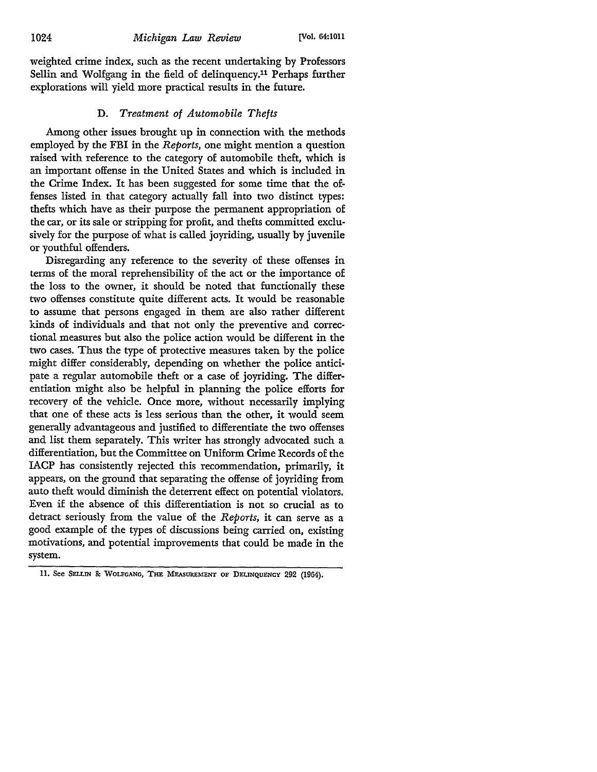weighted crime index, such as the recent undertaking by Professors Sellin and Wolfgang in the field of delinquency.[11] Perhaps further explorations will yield more practical results in the future.

### D. *Treatment of Automobile Thefts*

Among other issues brought up in connection with the methods employed by the FBI in the *Reports*, one might mention a question raised with reference to the category of automobile theft, which is an important offense in the United States and which is included in the Crime Index. It has been suggested for some time that the offenses listed in that category actually fall into two distinct types: thefts which have as their purpose the permanent appropriation of the car, or its sale or stripping for profit, and thefts committed exclusively for the purpose of what is called joyriding, usually by juvenile or youthful offenders.

Disregarding any reference to the severity of these offenses in terms of the moral reprehensibility of the act or the importance of the loss to the owner, it should be noted that functionally these two offenses constitute quite different acts. It would be reasonable to assume that persons engaged in them are also rather different kinds of individuals and that not only the preventive and correctional measures but also the police action would be different in the two cases. Thus the type of protective measures taken by the police might differ considerably, depending on whether the police anticipate a regular automobile theft or a case of joyriding. The differentiation might also be helpful in planning the police efforts for recovery of the vehicle. Once more, without necessarily implying that one of these acts is less serious than the other, it would seem generally advantageous and justified to differentiate the two offenses and list them separately. This writer has strongly advocated such a differentiation, but the Committee on Uniform Crime Records of the IACP has consistently rejected this recommendation, primarily, it appears, on the ground that separating the offense of joyriding from auto theft would diminish the deterrent effect on potential violators. Even if the absence of this differentiation is not so crucial as to detract seriously from the value of the *Reports*, it can serve as a good example of the types of discussions being carried on, existing motivations, and potential improvements that could be made in the system.

---

11. See SELLIN & WOLFGANG, THE MEASUREMENT OF DELINQUENCY 292 (1964).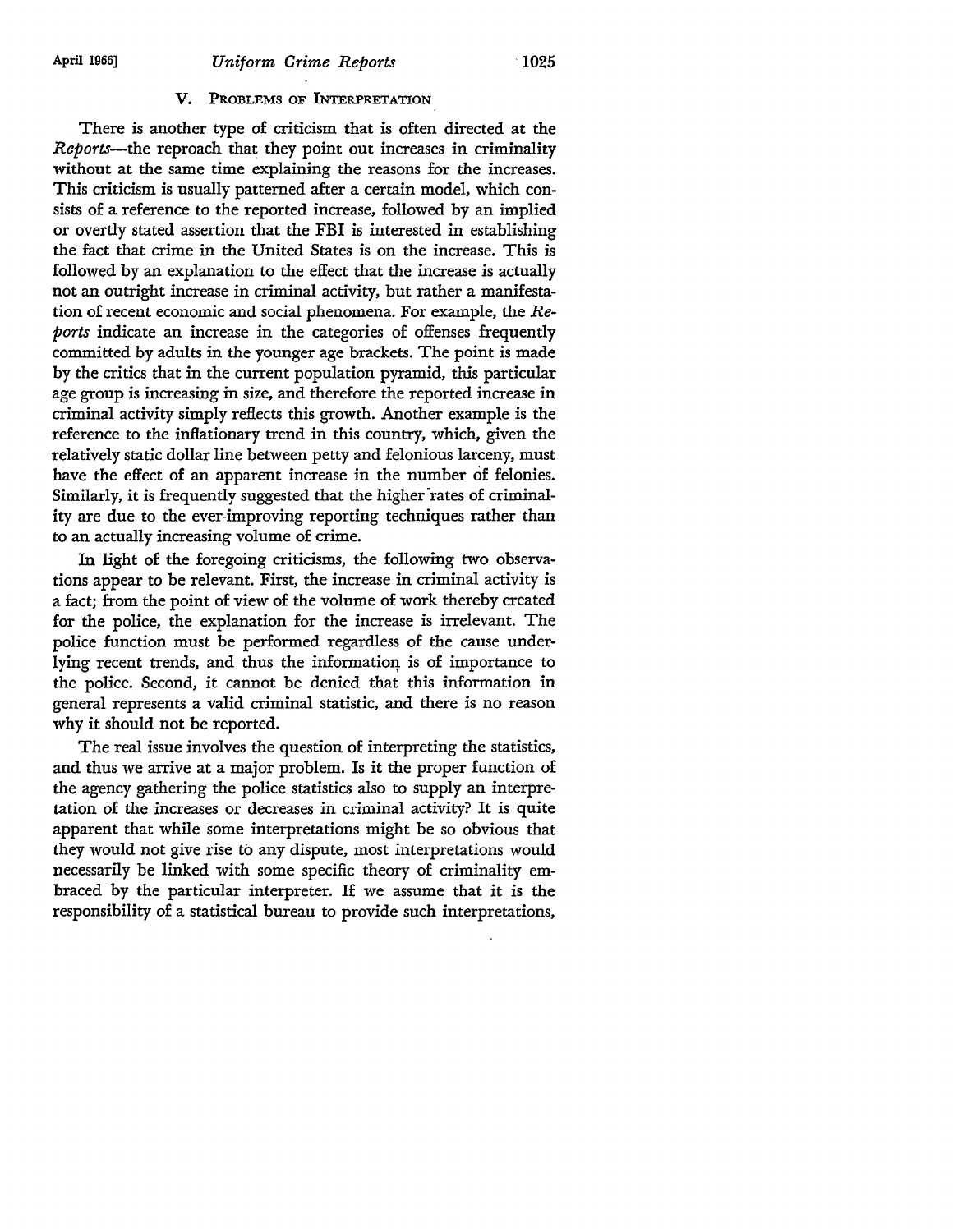## V. Problems of Interpretation

There is another type of criticism that is often directed at the *Reports*—the reproach that they point out increases in criminality without at the same time explaining the reasons for the increases. This criticism is usually patterned after a certain model, which consists of a reference to the reported increase, followed by an implied or overtly stated assertion that the FBI is interested in establishing the fact that crime in the United States is on the increase. This is followed by an explanation to the effect that the increase is actually not an outright increase in criminal activity, but rather a manifestation of recent economic and social phenomena. For example, the *Reports* indicate an increase in the categories of offenses frequently committed by adults in the younger age brackets. The point is made by the critics that in the current population pyramid, this particular age group is increasing in size, and therefore the reported increase in criminal activity simply reflects this growth. Another example is the reference to the inflationary trend in this country, which, given the relatively static dollar line between petty and felonious larceny, must have the effect of an apparent increase in the number of felonies. Similarly, it is frequently suggested that the higher rates of criminality are due to the ever-improving reporting techniques rather than to an actually increasing volume of crime.

In light of the foregoing criticisms, the following two observations appear to be relevant. First, the increase in criminal activity is a fact; from the point of view of the volume of work thereby created for the police, the explanation for the increase is irrelevant. The police function must be performed regardless of the cause underlying recent trends, and thus the information is of importance to the police. Second, it cannot be denied that this information in general represents a valid criminal statistic, and there is no reason why it should not be reported.

The real issue involves the question of interpreting the statistics, and thus we arrive at a major problem. Is it the proper function of the agency gathering the police statistics also to supply an interpretation of the increases or decreases in criminal activity? It is quite apparent that while some interpretations might be so obvious that they would not give rise to any dispute, most interpretations would necessarily be linked with some specific theory of criminality embraced by the particular interpreter. If we assume that it is the responsibility of a statistical bureau to provide such interpretations,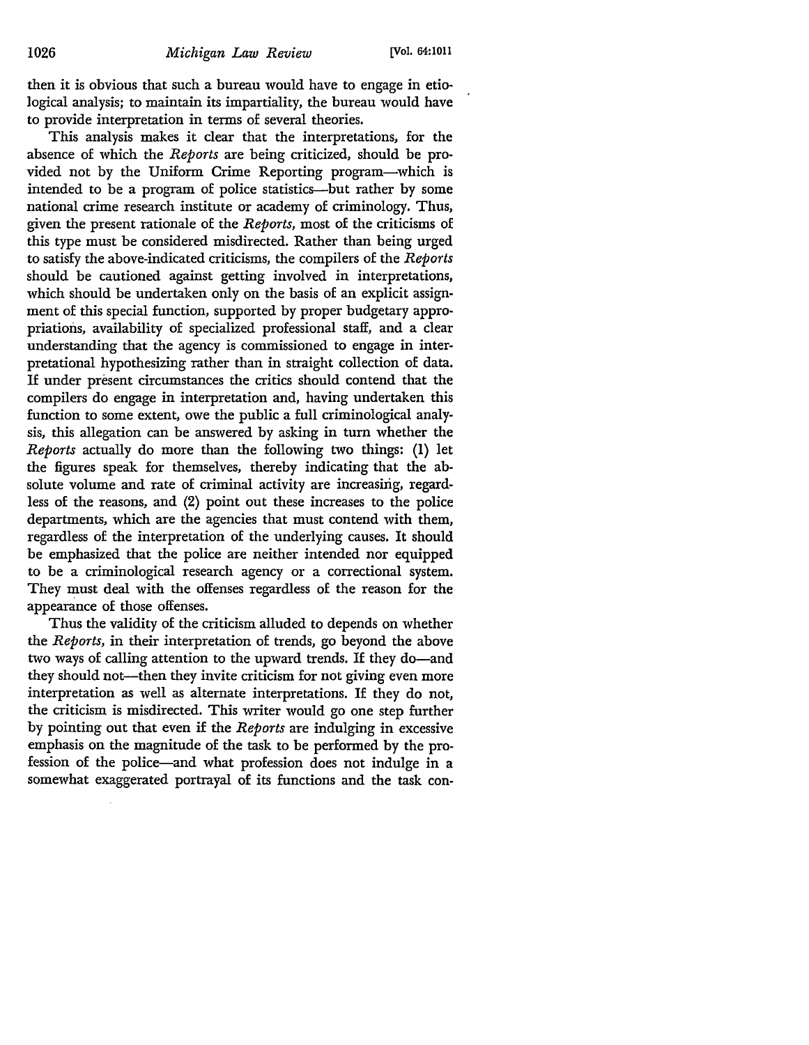then it is obvious that such a bureau would have to engage in etiological analysis; to maintain its impartiality, the bureau would have to provide interpretation in terms of several theories.

This analysis makes it clear that the interpretations, for the absence of which the *Reports* are being criticized, should be provided not by the Uniform Crime Reporting program—which is intended to be a program of police statistics—but rather by some national crime research institute or academy of criminology. Thus, given the present rationale of the *Reports*, most of the criticisms of this type must be considered misdirected. Rather than being urged to satisfy the above-indicated criticisms, the compilers of the *Reports* should be cautioned against getting involved in interpretations, which should be undertaken only on the basis of an explicit assignment of this special function, supported by proper budgetary appropriations, availability of specialized professional staff, and a clear understanding that the agency is commissioned to engage in interpretational hypothesizing rather than in straight collection of data. If under present circumstances the critics should contend that the compilers do engage in interpretation and, having undertaken this function to some extent, owe the public a full criminological analysis, this allegation can be answered by asking in turn whether the *Reports* actually do more than the following two things: (1) let the figures speak for themselves, thereby indicating that the absolute volume and rate of criminal activity are increasing, regardless of the reasons, and (2) point out these increases to the police departments, which are the agencies that must contend with them, regardless of the interpretation of the underlying causes. It should be emphasized that the police are neither intended nor equipped to be a criminological research agency or a correctional system. They must deal with the offenses regardless of the reason for the appearance of those offenses.

Thus the validity of the criticism alluded to depends on whether the *Reports*, in their interpretation of trends, go beyond the above two ways of calling attention to the upward trends. If they do—and they should not—then they invite criticism for not giving even more interpretation as well as alternate interpretations. If they do not, the criticism is misdirected. This writer would go one step further by pointing out that even if the *Reports* are indulging in excessive emphasis on the magnitude of the task to be performed by the profession of the police—and what profession does not indulge in a somewhat exaggerated portrayal of its functions and the task con-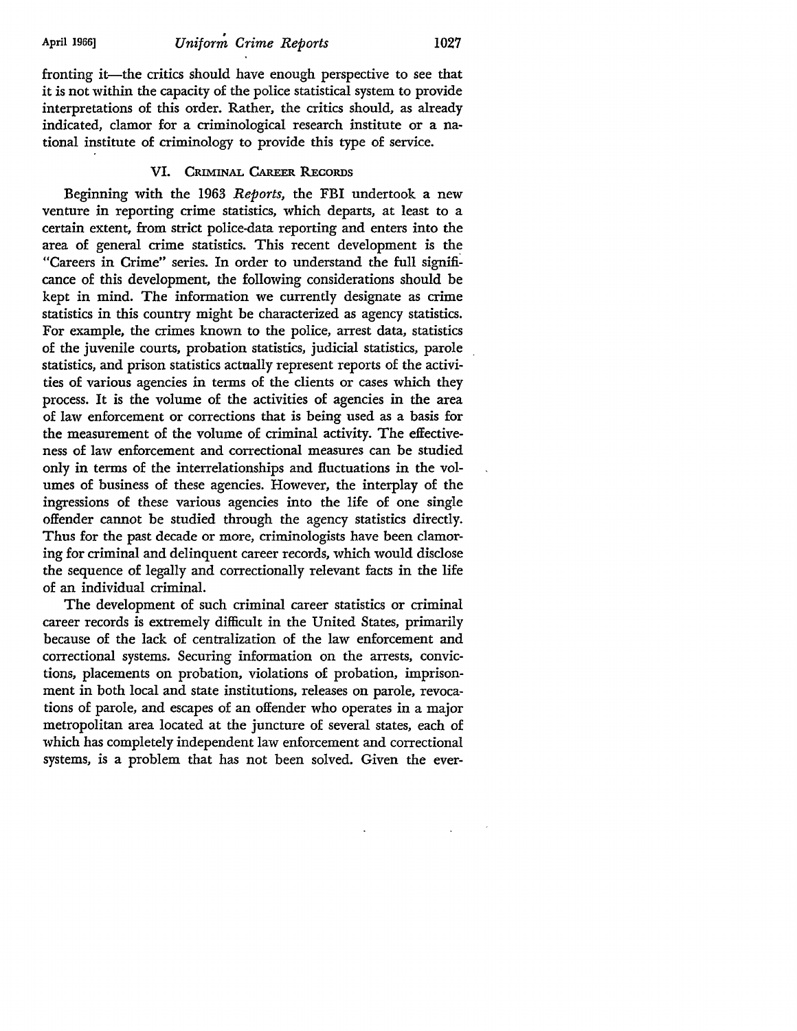fronting it—the critics should have enough perspective to see that it is not within the capacity of the police statistical system to provide interpretations of this order. Rather, the critics should, as already indicated, clamor for a criminological research institute or a national institute of criminology to provide this type of service.

## VI. Criminal Career Records

Beginning with the 1963 *Reports*, the FBI undertook a new venture in reporting crime statistics, which departs, at least to a certain extent, from strict police-data reporting and enters into the area of general crime statistics. This recent development is the "Careers in Crime" series. In order to understand the full significance of this development, the following considerations should be kept in mind. The information we currently designate as crime statistics in this country might be characterized as agency statistics. For example, the crimes known to the police, arrest data, statistics of the juvenile courts, probation statistics, judicial statistics, parole statistics, and prison statistics actually represent reports of the activities of various agencies in terms of the clients or cases which they process. It is the volume of the activities of agencies in the area of law enforcement or corrections that is being used as a basis for the measurement of the volume of criminal activity. The effectiveness of law enforcement and correctional measures can be studied only in terms of the interrelationships and fluctuations in the volumes of business of these agencies. However, the interplay of the ingressions of these various agencies into the life of one single offender cannot be studied through the agency statistics directly. Thus for the past decade or more, criminologists have been clamoring for criminal and delinquent career records, which would disclose the sequence of legally and correctionally relevant facts in the life of an individual criminal.

The development of such criminal career statistics or criminal career records is extremely difficult in the United States, primarily because of the lack of centralization of the law enforcement and correctional systems. Securing information on the arrests, convictions, placements on probation, violations of probation, imprisonment in both local and state institutions, releases on parole, revocations of parole, and escapes of an offender who operates in a major metropolitan area located at the juncture of several states, each of which has completely independent law enforcement and correctional systems, is a problem that has not been solved. Given the ever-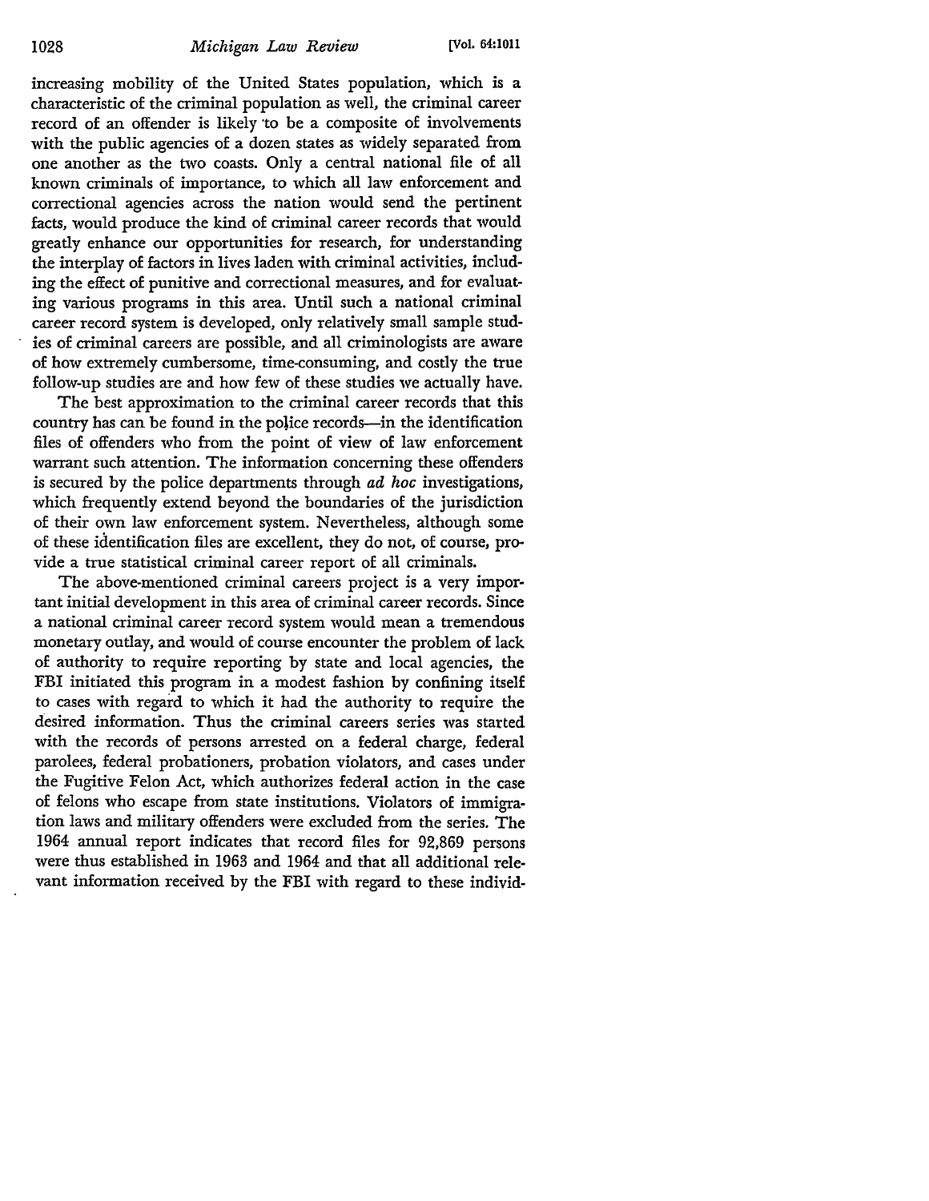increasing mobility of the United States population, which is a characteristic of the criminal population as well, the criminal career record of an offender is likely to be a composite of involvements with the public agencies of a dozen states as widely separated from one another as the two coasts. Only a central national file of all known criminals of importance, to which all law enforcement and correctional agencies across the nation would send the pertinent facts, would produce the kind of criminal career records that would greatly enhance our opportunities for research, for understanding the interplay of factors in lives laden with criminal activities, including the effect of punitive and correctional measures, and for evaluating various programs in this area. Until such a national criminal career record system is developed, only relatively small sample studies of criminal careers are possible, and all criminologists are aware of how extremely cumbersome, time-consuming, and costly the true follow-up studies are and how few of these studies we actually have.

The best approximation to the criminal career records that this country has can be found in the police records—in the identification files of offenders who from the point of view of law enforcement warrant such attention. The information concerning these offenders is secured by the police departments through *ad hoc* investigations, which frequently extend beyond the boundaries of the jurisdiction of their own law enforcement system. Nevertheless, although some of these identification files are excellent, they do not, of course, provide a true statistical criminal career report of all criminals.

The above-mentioned criminal careers project is a very important initial development in this area of criminal career records. Since a national criminal career record system would mean a tremendous monetary outlay, and would of course encounter the problem of lack of authority to require reporting by state and local agencies, the FBI initiated this program in a modest fashion by confining itself to cases with regard to which it had the authority to require the desired information. Thus the criminal careers series was started with the records of persons arrested on a federal charge, federal parolees, federal probationers, probation violators, and cases under the Fugitive Felon Act, which authorizes federal action in the case of felons who escape from state institutions. Violators of immigration laws and military offenders were excluded from the series. The 1964 annual report indicates that record files for 92,869 persons were thus established in 1963 and 1964 and that all additional relevant information received by the FBI with regard to these individ-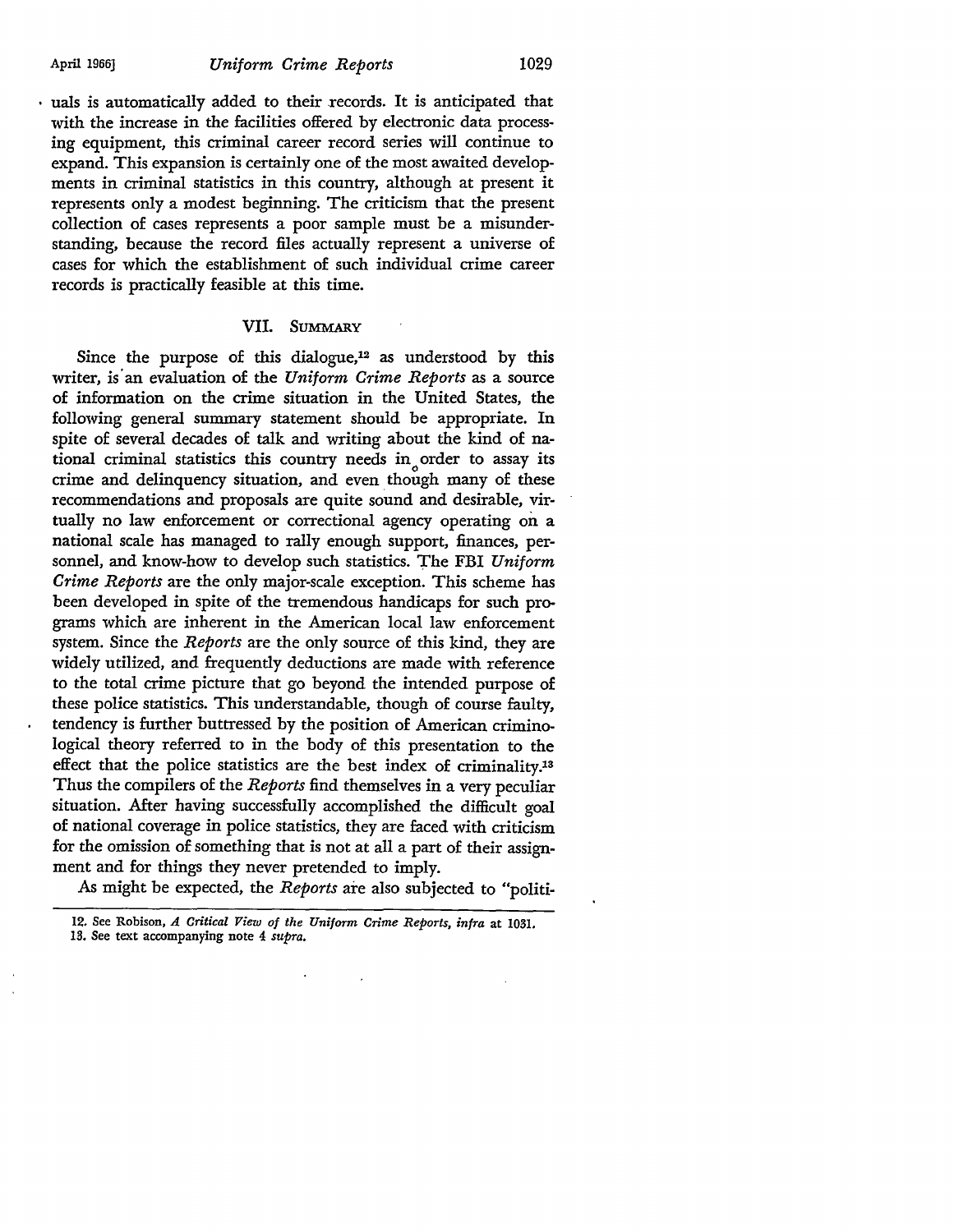uals is automatically added to their records. It is anticipated that with the increase in the facilities offered by electronic data processing equipment, this criminal career record series will continue to expand. This expansion is certainly one of the most awaited developments in criminal statistics in this country, although at present it represents only a modest beginning. The criticism that the present collection of cases represents a poor sample must be a misunderstanding, because the record files actually represent a universe of cases for which the establishment of such individual crime career records is practically feasible at this time.

## VII. Summary

Since the purpose of this dialogue,[12] as understood by this writer, is an evaluation of the *Uniform Crime Reports* as a source of information on the crime situation in the United States, the following general summary statement should be appropriate. In spite of several decades of talk and writing about the kind of national criminal statistics this country needs in order to assay its crime and delinquency situation, and even though many of these recommendations and proposals are quite sound and desirable, virtually no law enforcement or correctional agency operating on a national scale has managed to rally enough support, finances, personnel, and know-how to develop such statistics. The FBI *Uniform Crime Reports* are the only major-scale exception. This scheme has been developed in spite of the tremendous handicaps for such programs which are inherent in the American local law enforcement system. Since the *Reports* are the only source of this kind, they are widely utilized, and frequently deductions are made with reference to the total crime picture that go beyond the intended purpose of these police statistics. This understandable, though of course faulty, tendency is further buttressed by the position of American criminological theory referred to in the body of this presentation to the effect that the police statistics are the best index of criminality.[13] Thus the compilers of the *Reports* find themselves in a very peculiar situation. After having successfully accomplished the difficult goal of national coverage in police statistics, they are faced with criticism for the omission of something that is not at all a part of their assignment and for things they never pretended to imply.

As might be expected, the *Reports* are also subjected to "politi-

---

12. See Robison, *A Critical View of the Uniform Crime Reports*, *infra* at 1031.

13. See text accompanying note 4 *supra*.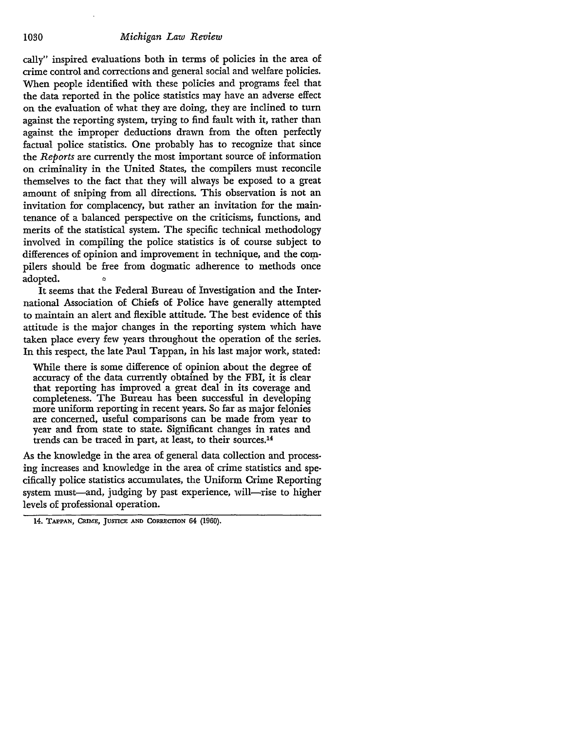cally" inspired evaluations both in terms of policies in the area of crime control and corrections and general social and welfare policies. When people identified with these policies and programs feel that the data reported in the police statistics may have an adverse effect on the evaluation of what they are doing, they are inclined to turn against the reporting system, trying to find fault with it, rather than against the improper deductions drawn from the often perfectly factual police statistics. One probably has to recognize that since the *Reports* are currently the most important source of information on criminality in the United States, the compilers must reconcile themselves to the fact that they will always be exposed to a great amount of sniping from all directions. This observation is not an invitation for complacency, but rather an invitation for the maintenance of a balanced perspective on the criticisms, functions, and merits of the statistical system. The specific technical methodology involved in compiling the police statistics is of course subject to differences of opinion and improvement in technique, and the compilers should be free from dogmatic adherence to methods once adopted.

It seems that the Federal Bureau of Investigation and the International Association of Chiefs of Police have generally attempted to maintain an alert and flexible attitude. The best evidence of this attitude is the major changes in the reporting system which have taken place every few years throughout the operation of the series. In this respect, the late Paul Tappan, in his last major work, stated:

> While there is some difference of opinion about the degree of accuracy of the data currently obtained by the FBI, it is clear that reporting has improved a great deal in its coverage and completeness. The Bureau has been successful in developing more uniform reporting in recent years. So far as major felonies are concerned, useful comparisons can be made from year to year and from state to state. Significant changes in rates and trends can be traced in part, at least, to their sources.[14]

As the knowledge in the area of general data collection and processing increases and knowledge in the area of crime statistics and specifically police statistics accumulates, the Uniform Crime Reporting system must—and, judging by past experience, will—rise to higher levels of professional operation.

---

14. TAPPAN, CRIME, JUSTICE AND CORRECTION 64 (1960).